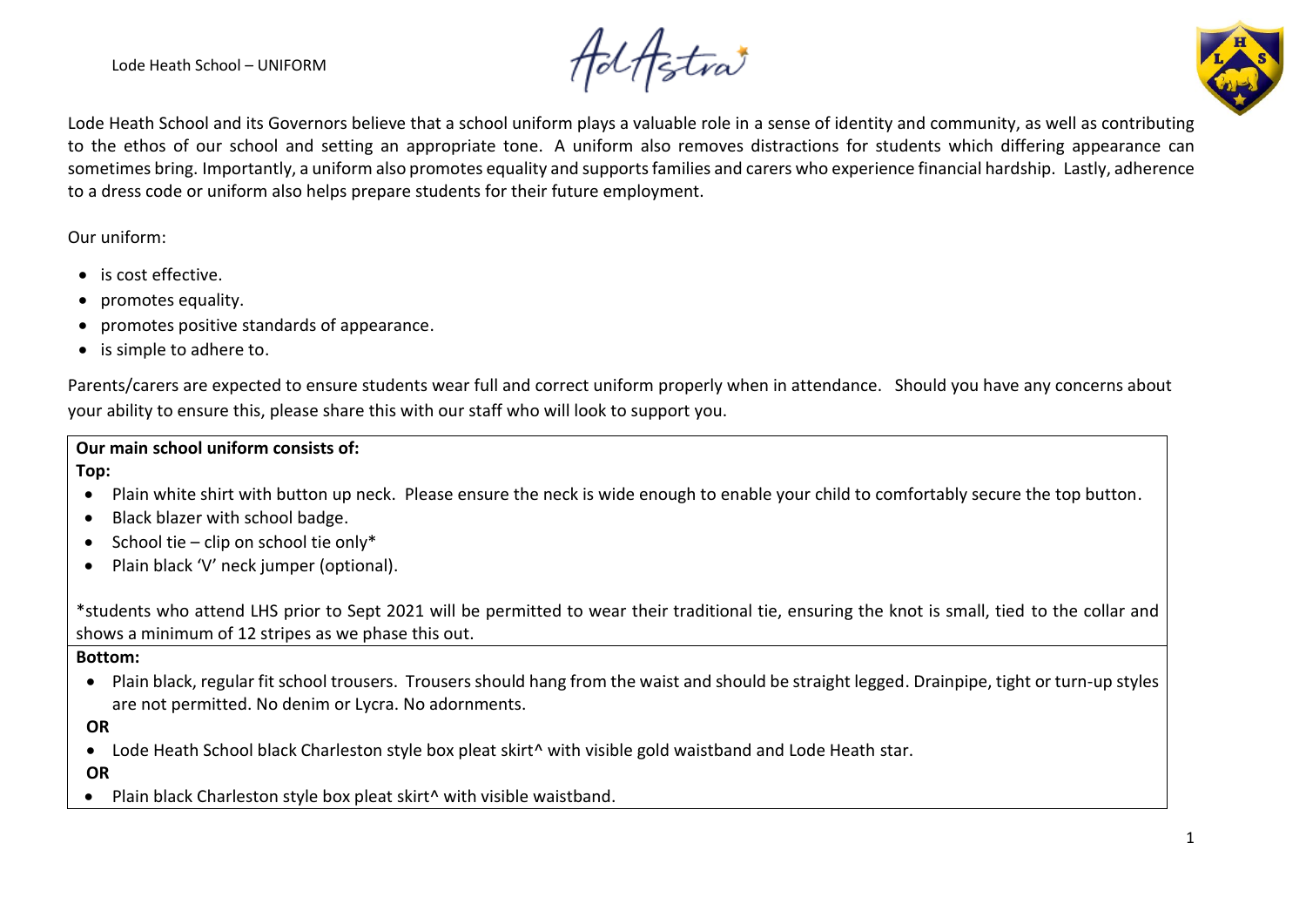Lode Heath School – UNIFORM

Ad Astra

Lode Heath School and its Governors believe that a school uniform plays a valuable role in a sense of identity and community, as well as contributing to the ethos of our school and setting an appropriate tone. A uniform also removes distractions for students which differing appearance can sometimes bring. Importantly, a uniform also promotes equality and supports families and carers who experience financial hardship. Lastly, adherence to a dress code or uniform also helps prepare students for their future employment.

Our uniform:

- is cost effective.
- promotes equality.
- promotes positive standards of appearance.
- is simple to adhere to.

Parents/carers are expected to ensure students wear full and correct uniform properly when in attendance. Should you have any concerns about your ability to ensure this, please share this with our staff who will look to support you.

**Our main school uniform consists of:**

**Top:**

- Plain white shirt with button up neck. Please ensure the neck is wide enough to enable your child to comfortably secure the top button.
- Black blazer with school badge.
- School tie – clip on school tie only*
- Plain black 'V' neck jumper (optional).

*students who attend LHS prior to Sept 2021 will be permitted to wear their traditional tie, ensuring the knot is small, tied to the collar and shows a minimum of 12 stripes as we phase this out.

**Bottom:**

- Plain black, regular fit school trousers. Trousers should hang from the waist and should be straight legged. Drainpipe, tight or turn-up styles are not permitted. No denim or Lycra. No adornments.

**OR**

- Lode Heath School black Charleston style box pleat skirt^ with visible gold waistband and Lode Heath star.

**OR**

- Plain black Charleston style box pleat skirt^ with visible waistband.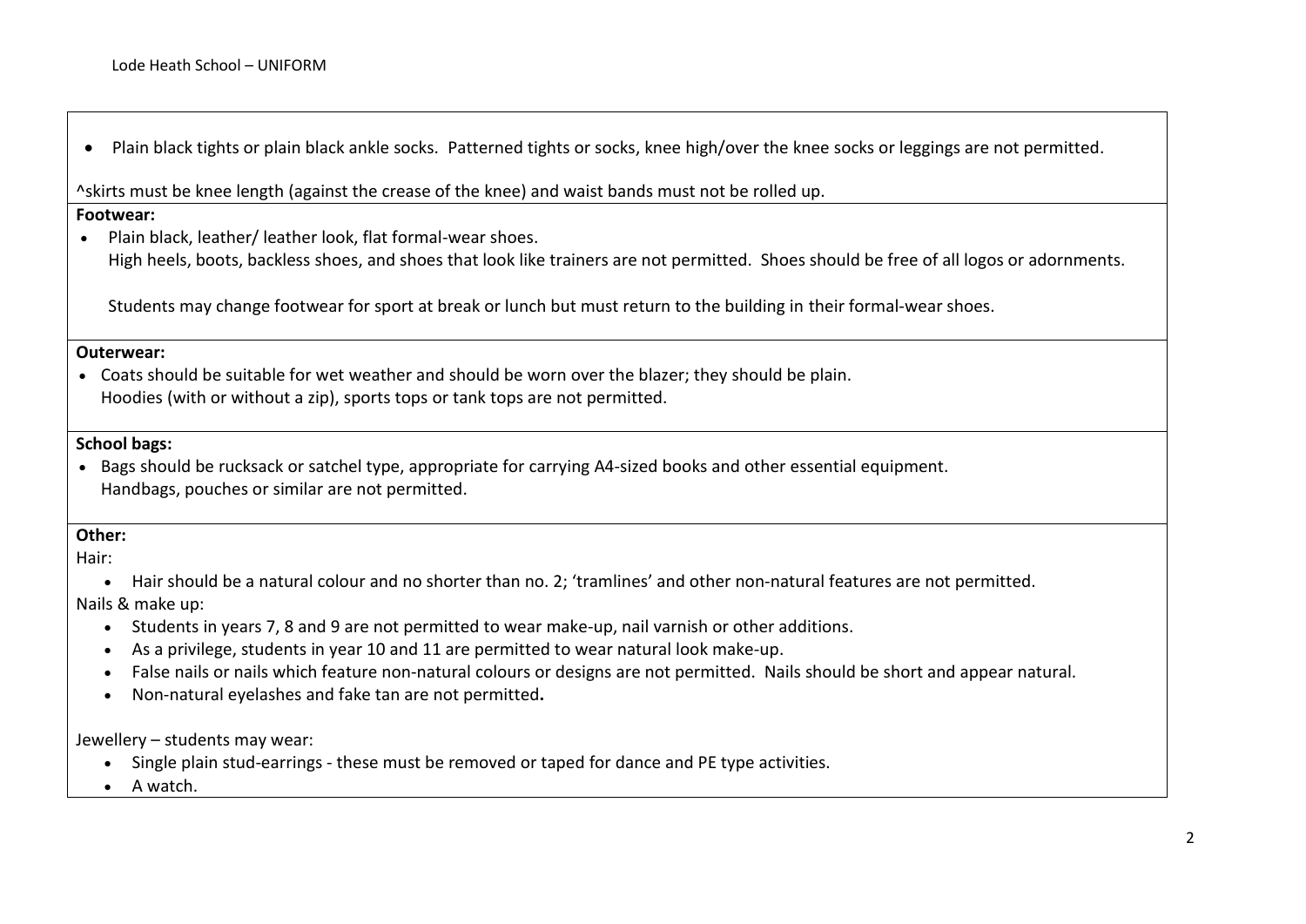- Plain black tights or plain black ankle socks. Patterned tights or socks, knee high/over the knee socks or leggings are not permitted.

^skirts must be knee length (against the crease of the knee) and waist bands must not be rolled up.

**Footwear:**

- Plain black, leather/ leather look, flat formal-wear shoes.
  High heels, boots, backless shoes, and shoes that look like trainers are not permitted. Shoes should be free of all logos or adornments.

  Students may change footwear for sport at break or lunch but must return to the building in their formal-wear shoes.

**Outerwear:**

- Coats should be suitable for wet weather and should be worn over the blazer; they should be plain.
  Hoodies (with or without a zip), sports tops or tank tops are not permitted.

**School bags:**

- Bags should be rucksack or satchel type, appropriate for carrying A4-sized books and other essential equipment.
  Handbags, pouches or similar are not permitted.

**Other:**

Hair:

- Hair should be a natural colour and no shorter than no. 2; 'tramlines' and other non-natural features are not permitted.

Nails & make up:

- Students in years 7, 8 and 9 are not permitted to wear make-up, nail varnish or other additions.
- As a privilege, students in year 10 and 11 are permitted to wear natural look make-up.
- False nails or nails which feature non-natural colours or designs are not permitted. Nails should be short and appear natural.
- Non-natural eyelashes and fake tan are not permitted.

Jewellery – students may wear:

- Single plain stud-earrings - these must be removed or taped for dance and PE type activities.
- A watch.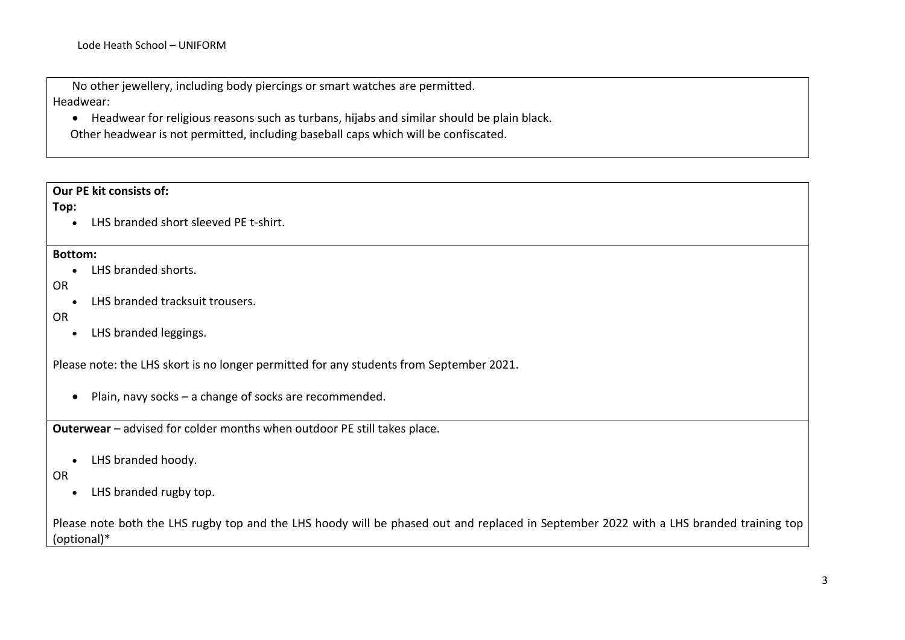No other jewellery, including body piercings or smart watches are permitted.

Headwear:

- Headwear for religious reasons such as turbans, hijabs and similar should be plain black.

Other headwear is not permitted, including baseball caps which will be confiscated.

**Our PE kit consists of:**

**Top:**

- LHS branded short sleeved PE t-shirt.

**Bottom:**

- LHS branded shorts.

OR

- LHS branded tracksuit trousers.

OR

- LHS branded leggings.

Please note: the LHS skort is no longer permitted for any students from September 2021.

- Plain, navy socks – a change of socks are recommended.

**Outerwear** – advised for colder months when outdoor PE still takes place.

- LHS branded hoody.

OR

- LHS branded rugby top.

Please note both the LHS rugby top and the LHS hoody will be phased out and replaced in September 2022 with a LHS branded training top (optional)*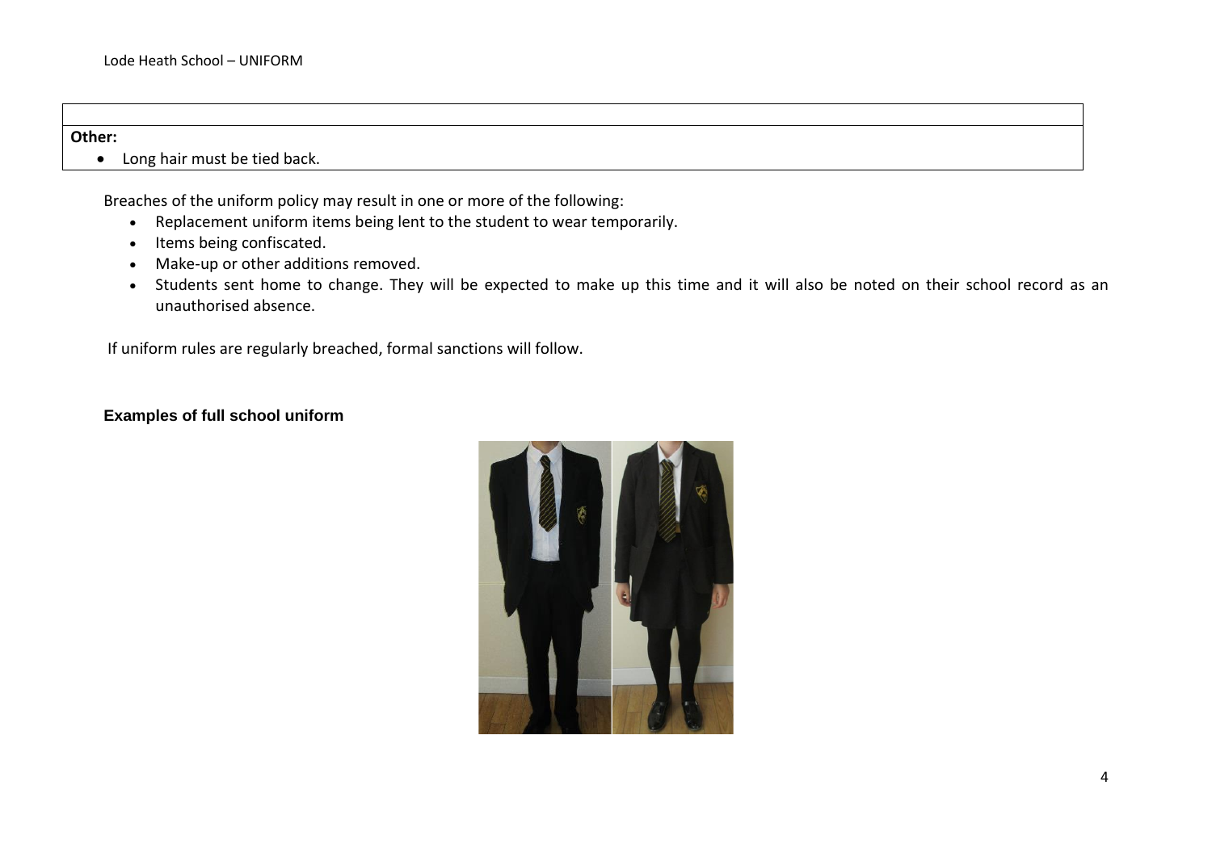| |
|---|
| **Other:**<br>• Long hair must be tied back. |

Breaches of the uniform policy may result in one or more of the following:

- Replacement uniform items being lent to the student to wear temporarily.
- Items being confiscated.
- Make-up or other additions removed.
- Students sent home to change. They will be expected to make up this time and it will also be noted on their school record as an unauthorised absence.

If uniform rules are regularly breached, formal sanctions will follow.

**Examples of full school uniform**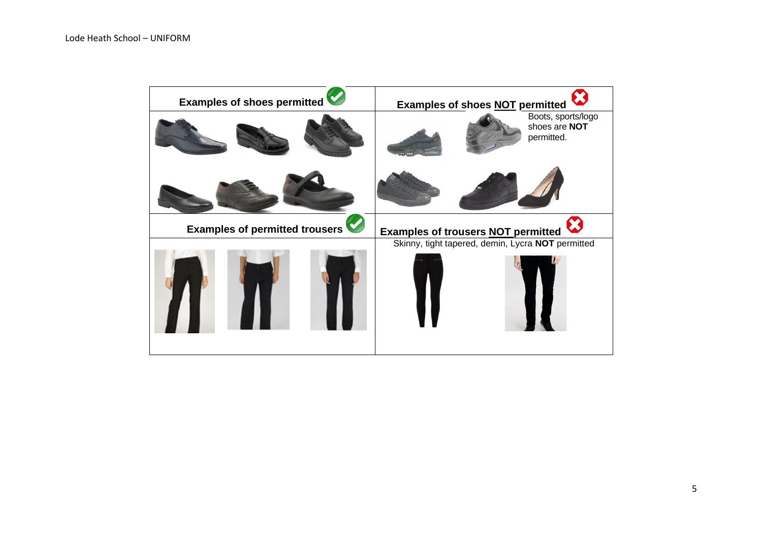| Examples of shoes permitted | Examples of shoes NOT permitted |
| --- | --- |
| | Boots, sports/logo shoes are **NOT** permitted. |
| **Examples of permitted trousers** | **Examples of trousers NOT permitted** |
| | Skinny, tight tapered, demin, Lycra **NOT** permitted |